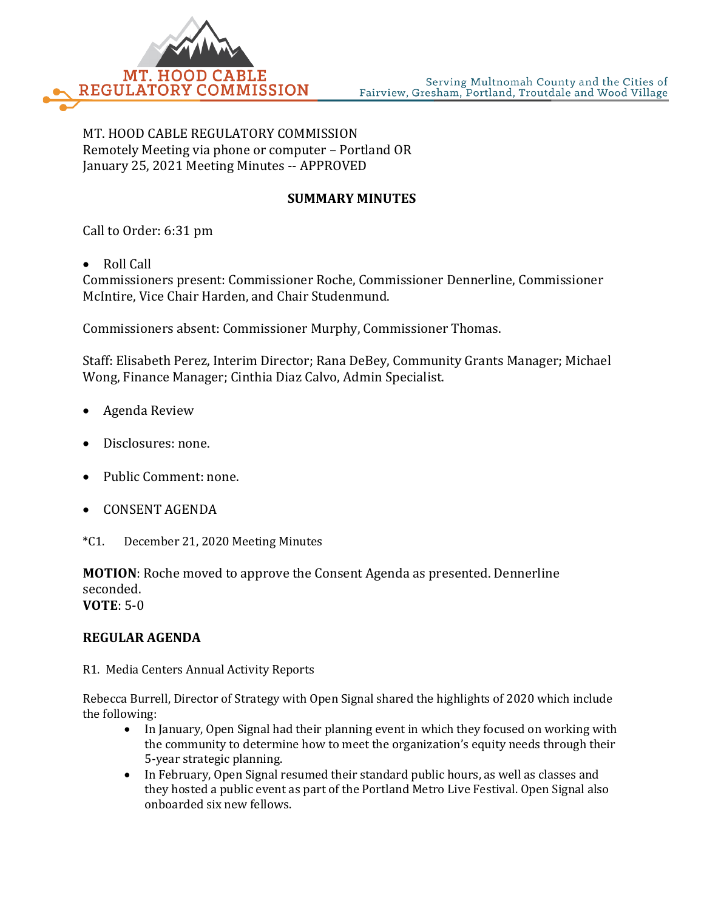MT. HOOD CABLE REGULATORY COMMISSION

Serving Multnomah County and the Cities of Fairview, Gresham, Portland, Troutdale and Wood Village

MT. HOOD CABLE REGULATORY COMMISSION
Remotely Meeting via phone or computer – Portland OR
January 25, 2021 Meeting Minutes -- APPROVED

**SUMMARY MINUTES**

Call to Order: 6:31 pm

- Roll Call

Commissioners present: Commissioner Roche, Commissioner Dennerline, Commissioner McIntire, Vice Chair Harden, and Chair Studenmund.

Commissioners absent: Commissioner Murphy, Commissioner Thomas.

Staff: Elisabeth Perez, Interim Director; Rana DeBey, Community Grants Manager; Michael Wong, Finance Manager; Cinthia Diaz Calvo, Admin Specialist.

- Agenda Review
- Disclosures: none.
- Public Comment: none.
- CONSENT AGENDA

*C1. December 21, 2020 Meeting Minutes

**MOTION**: Roche moved to approve the Consent Agenda as presented. Dennerline seconded.
**VOTE**: 5-0

**REGULAR AGENDA**

R1. Media Centers Annual Activity Reports

Rebecca Burrell, Director of Strategy with Open Signal shared the highlights of 2020 which include the following:

- In January, Open Signal had their planning event in which they focused on working with the community to determine how to meet the organization's equity needs through their 5-year strategic planning.
- In February, Open Signal resumed their standard public hours, as well as classes and they hosted a public event as part of the Portland Metro Live Festival. Open Signal also onboarded six new fellows.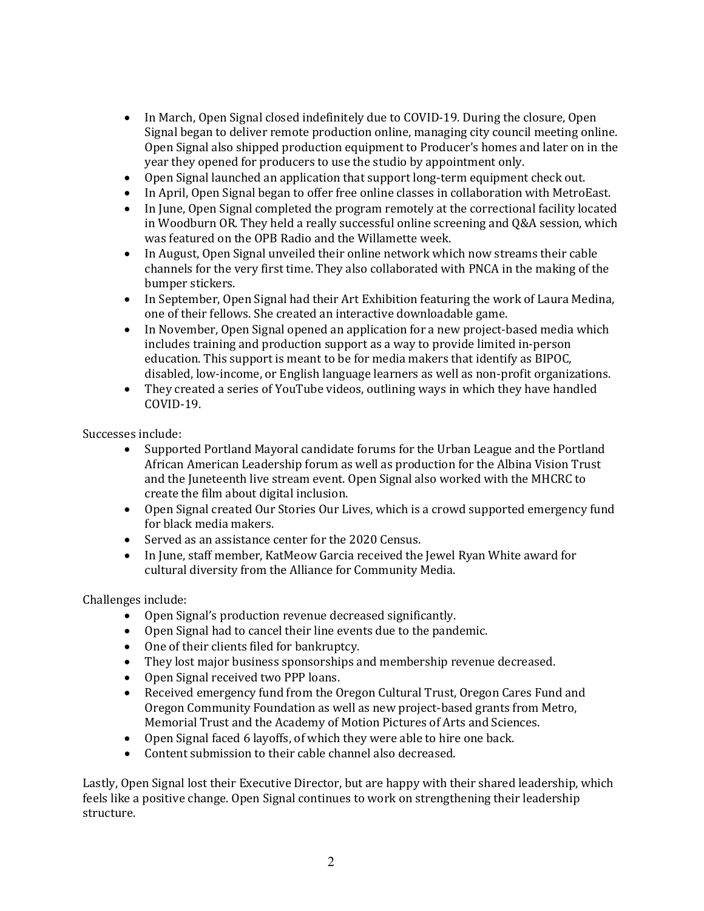- In March, Open Signal closed indefinitely due to COVID-19. During the closure, Open Signal began to deliver remote production online, managing city council meeting online. Open Signal also shipped production equipment to Producer's homes and later on in the year they opened for producers to use the studio by appointment only.
- Open Signal launched an application that support long-term equipment check out.
- In April, Open Signal began to offer free online classes in collaboration with MetroEast.
- In June, Open Signal completed the program remotely at the correctional facility located in Woodburn OR. They held a really successful online screening and Q&A session, which was featured on the OPB Radio and the Willamette week.
- In August, Open Signal unveiled their online network which now streams their cable channels for the very first time. They also collaborated with PNCA in the making of the bumper stickers.
- In September, Open Signal had their Art Exhibition featuring the work of Laura Medina, one of their fellows. She created an interactive downloadable game.
- In November, Open Signal opened an application for a new project-based media which includes training and production support as a way to provide limited in-person education. This support is meant to be for media makers that identify as BIPOC, disabled, low-income, or English language learners as well as non-profit organizations.
- They created a series of YouTube videos, outlining ways in which they have handled COVID-19.

Successes include:

- Supported Portland Mayoral candidate forums for the Urban League and the Portland African American Leadership forum as well as production for the Albina Vision Trust and the Juneteenth live stream event. Open Signal also worked with the MHCRC to create the film about digital inclusion.
- Open Signal created Our Stories Our Lives, which is a crowd supported emergency fund for black media makers.
- Served as an assistance center for the 2020 Census.
- In June, staff member, KatMeow Garcia received the Jewel Ryan White award for cultural diversity from the Alliance for Community Media.

Challenges include:

- Open Signal's production revenue decreased significantly.
- Open Signal had to cancel their line events due to the pandemic.
- One of their clients filed for bankruptcy.
- They lost major business sponsorships and membership revenue decreased.
- Open Signal received two PPP loans.
- Received emergency fund from the Oregon Cultural Trust, Oregon Cares Fund and Oregon Community Foundation as well as new project-based grants from Metro, Memorial Trust and the Academy of Motion Pictures of Arts and Sciences.
- Open Signal faced 6 layoffs, of which they were able to hire one back.
- Content submission to their cable channel also decreased.

Lastly, Open Signal lost their Executive Director, but are happy with their shared leadership, which feels like a positive change. Open Signal continues to work on strengthening their leadership structure.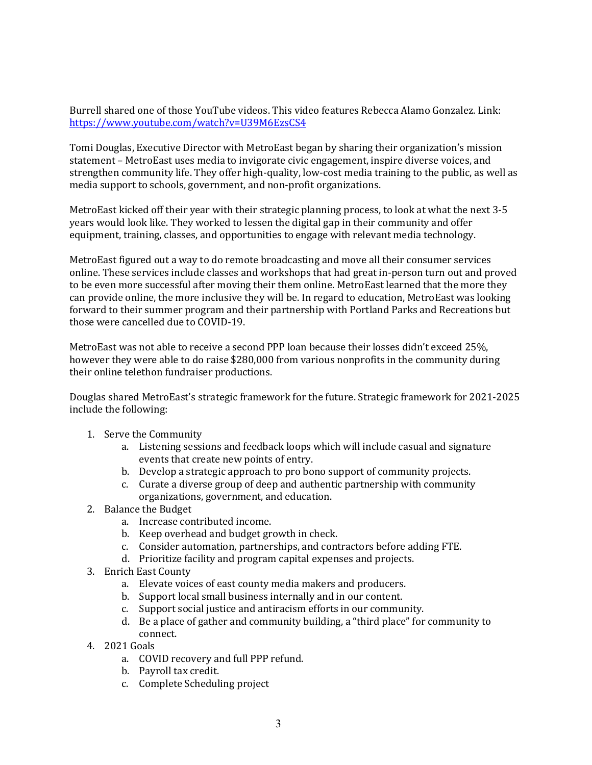Burrell shared one of those YouTube videos. This video features Rebecca Alamo Gonzalez. Link: [https://www.youtube.com/watch?v=U39M6EzsCS4](https://www.youtube.com/watch?v=U39M6EzsCS4)

Tomi Douglas, Executive Director with MetroEast began by sharing their organization's mission statement – MetroEast uses media to invigorate civic engagement, inspire diverse voices, and strengthen community life. They offer high-quality, low-cost media training to the public, as well as media support to schools, government, and non-profit organizations.

MetroEast kicked off their year with their strategic planning process, to look at what the next 3-5 years would look like. They worked to lessen the digital gap in their community and offer equipment, training, classes, and opportunities to engage with relevant media technology.

MetroEast figured out a way to do remote broadcasting and move all their consumer services online. These services include classes and workshops that had great in-person turn out and proved to be even more successful after moving their them online. MetroEast learned that the more they can provide online, the more inclusive they will be. In regard to education, MetroEast was looking forward to their summer program and their partnership with Portland Parks and Recreations but those were cancelled due to COVID-19.

MetroEast was not able to receive a second PPP loan because their losses didn't exceed 25%, however they were able to do raise $280,000 from various nonprofits in the community during their online telethon fundraiser productions.

Douglas shared MetroEast's strategic framework for the future. Strategic framework for 2021-2025 include the following:

1. Serve the Community
    a. Listening sessions and feedback loops which will include casual and signature events that create new points of entry.
    b. Develop a strategic approach to pro bono support of community projects.
    c. Curate a diverse group of deep and authentic partnership with community organizations, government, and education.
2. Balance the Budget
    a. Increase contributed income.
    b. Keep overhead and budget growth in check.
    c. Consider automation, partnerships, and contractors before adding FTE.
    d. Prioritize facility and program capital expenses and projects.
3. Enrich East County
    a. Elevate voices of east county media makers and producers.
    b. Support local small business internally and in our content.
    c. Support social justice and antiracism efforts in our community.
    d. Be a place of gather and community building, a "third place" for community to connect.
4. 2021 Goals
    a. COVID recovery and full PPP refund.
    b. Payroll tax credit.
    c. Complete Scheduling project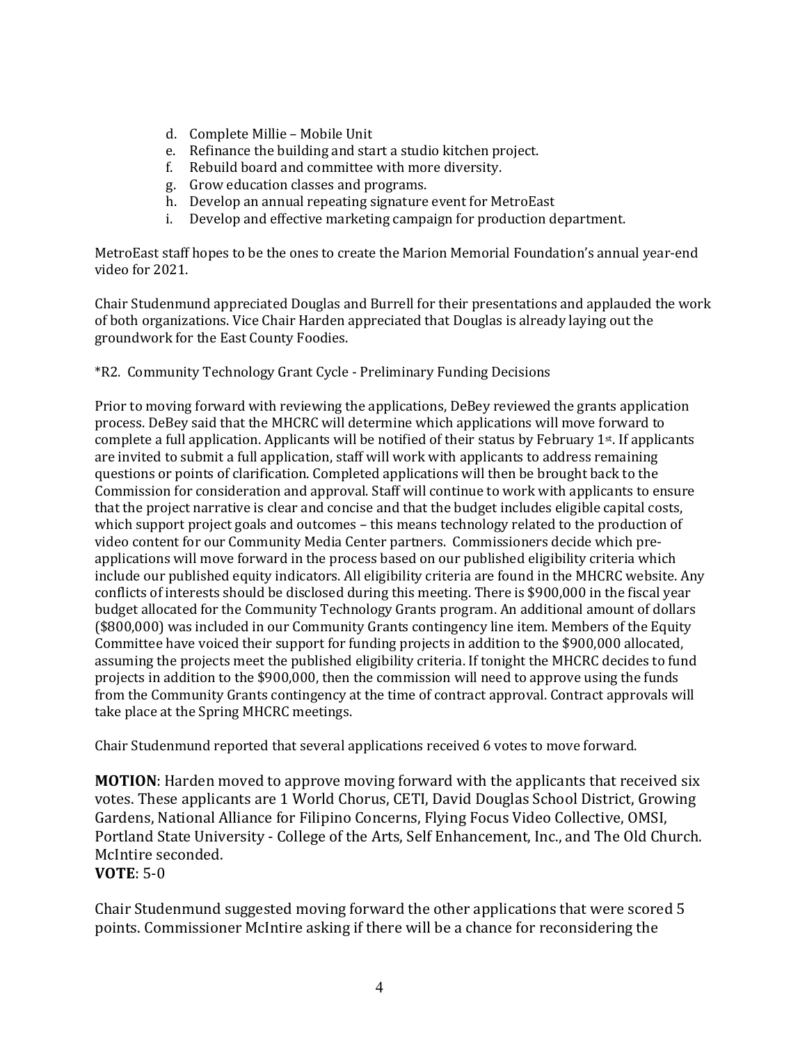d. Complete Millie – Mobile Unit
e. Refinance the building and start a studio kitchen project.
f. Rebuild board and committee with more diversity.
g. Grow education classes and programs.
h. Develop an annual repeating signature event for MetroEast
i. Develop and effective marketing campaign for production department.

MetroEast staff hopes to be the ones to create the Marion Memorial Foundation's annual year-end video for 2021.

Chair Studenmund appreciated Douglas and Burrell for their presentations and applauded the work of both organizations. Vice Chair Harden appreciated that Douglas is already laying out the groundwork for the East County Foodies.

*R2. Community Technology Grant Cycle - Preliminary Funding Decisions

Prior to moving forward with reviewing the applications, DeBey reviewed the grants application process. DeBey said that the MHCRC will determine which applications will move forward to complete a full application. Applicants will be notified of their status by February 1st. If applicants are invited to submit a full application, staff will work with applicants to address remaining questions or points of clarification. Completed applications will then be brought back to the Commission for consideration and approval. Staff will continue to work with applicants to ensure that the project narrative is clear and concise and that the budget includes eligible capital costs, which support project goals and outcomes – this means technology related to the production of video content for our Community Media Center partners. Commissioners decide which pre-applications will move forward in the process based on our published eligibility criteria which include our published equity indicators. All eligibility criteria are found in the MHCRC website. Any conflicts of interests should be disclosed during this meeting. There is $900,000 in the fiscal year budget allocated for the Community Technology Grants program. An additional amount of dollars ($800,000) was included in our Community Grants contingency line item. Members of the Equity Committee have voiced their support for funding projects in addition to the $900,000 allocated, assuming the projects meet the published eligibility criteria. If tonight the MHCRC decides to fund projects in addition to the $900,000, then the commission will need to approve using the funds from the Community Grants contingency at the time of contract approval. Contract approvals will take place at the Spring MHCRC meetings.

Chair Studenmund reported that several applications received 6 votes to move forward.

**MOTION**: Harden moved to approve moving forward with the applicants that received six votes. These applicants are 1 World Chorus, CETI, David Douglas School District, Growing Gardens, National Alliance for Filipino Concerns, Flying Focus Video Collective, OMSI, Portland State University - College of the Arts, Self Enhancement, Inc., and The Old Church. McIntire seconded.
**VOTE**: 5-0

Chair Studenmund suggested moving forward the other applications that were scored 5 points. Commissioner McIntire asking if there will be a chance for reconsidering the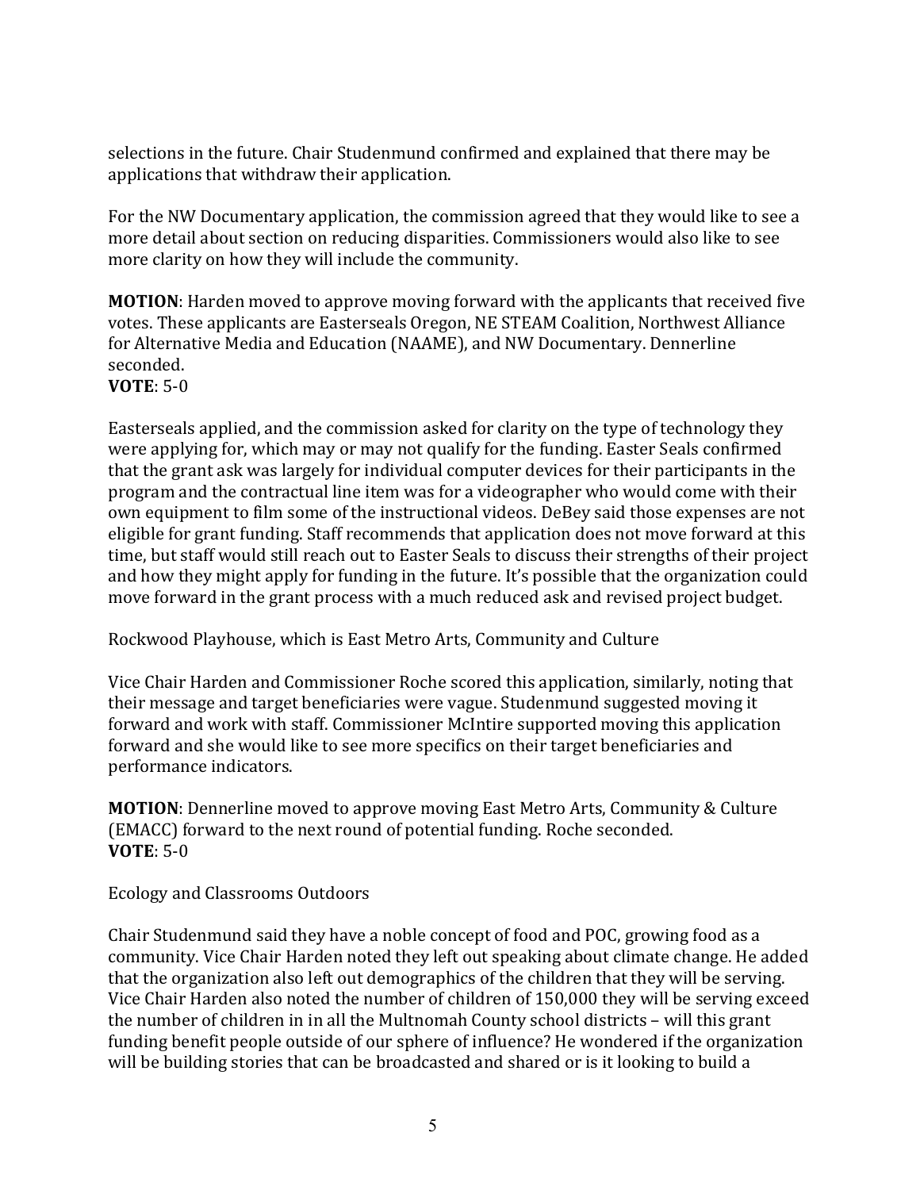selections in the future. Chair Studenmund confirmed and explained that there may be applications that withdraw their application.

For the NW Documentary application, the commission agreed that they would like to see a more detail about section on reducing disparities. Commissioners would also like to see more clarity on how they will include the community.

**MOTION**: Harden moved to approve moving forward with the applicants that received five votes. These applicants are Easterseals Oregon, NE STEAM Coalition, Northwest Alliance for Alternative Media and Education (NAAME), and NW Documentary. Dennerline seconded.
**VOTE**: 5-0

Easterseals applied, and the commission asked for clarity on the type of technology they were applying for, which may or may not qualify for the funding. Easter Seals confirmed that the grant ask was largely for individual computer devices for their participants in the program and the contractual line item was for a videographer who would come with their own equipment to film some of the instructional videos. DeBey said those expenses are not eligible for grant funding. Staff recommends that application does not move forward at this time, but staff would still reach out to Easter Seals to discuss their strengths of their project and how they might apply for funding in the future. It's possible that the organization could move forward in the grant process with a much reduced ask and revised project budget.

Rockwood Playhouse, which is East Metro Arts, Community and Culture

Vice Chair Harden and Commissioner Roche scored this application, similarly, noting that their message and target beneficiaries were vague. Studenmund suggested moving it forward and work with staff. Commissioner McIntire supported moving this application forward and she would like to see more specifics on their target beneficiaries and performance indicators.

**MOTION**: Dennerline moved to approve moving East Metro Arts, Community & Culture (EMACC) forward to the next round of potential funding. Roche seconded.
**VOTE**: 5-0

Ecology and Classrooms Outdoors

Chair Studenmund said they have a noble concept of food and POC, growing food as a community. Vice Chair Harden noted they left out speaking about climate change. He added that the organization also left out demographics of the children that they will be serving. Vice Chair Harden also noted the number of children of 150,000 they will be serving exceed the number of children in in all the Multnomah County school districts – will this grant funding benefit people outside of our sphere of influence? He wondered if the organization will be building stories that can be broadcasted and shared or is it looking to build a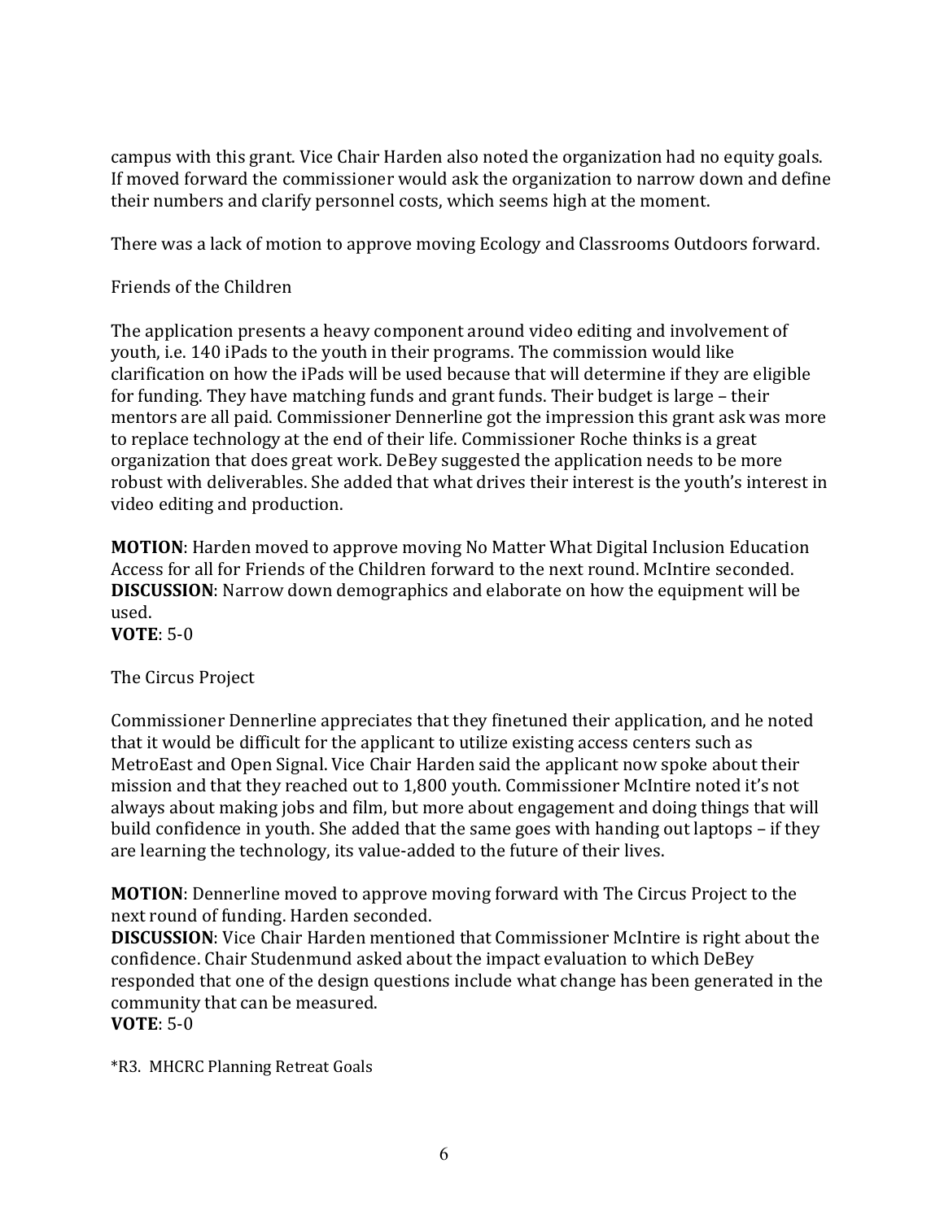campus with this grant. Vice Chair Harden also noted the organization had no equity goals. If moved forward the commissioner would ask the organization to narrow down and define their numbers and clarify personnel costs, which seems high at the moment.

There was a lack of motion to approve moving Ecology and Classrooms Outdoors forward.

Friends of the Children

The application presents a heavy component around video editing and involvement of youth, i.e. 140 iPads to the youth in their programs. The commission would like clarification on how the iPads will be used because that will determine if they are eligible for funding. They have matching funds and grant funds. Their budget is large – their mentors are all paid. Commissioner Dennerline got the impression this grant ask was more to replace technology at the end of their life. Commissioner Roche thinks is a great organization that does great work. DeBey suggested the application needs to be more robust with deliverables. She added that what drives their interest is the youth's interest in video editing and production.

**MOTION**: Harden moved to approve moving No Matter What Digital Inclusion Education Access for all for Friends of the Children forward to the next round. McIntire seconded.
**DISCUSSION**: Narrow down demographics and elaborate on how the equipment will be used.
**VOTE**: 5-0

The Circus Project

Commissioner Dennerline appreciates that they finetuned their application, and he noted that it would be difficult for the applicant to utilize existing access centers such as MetroEast and Open Signal. Vice Chair Harden said the applicant now spoke about their mission and that they reached out to 1,800 youth. Commissioner McIntire noted it's not always about making jobs and film, but more about engagement and doing things that will build confidence in youth. She added that the same goes with handing out laptops – if they are learning the technology, its value-added to the future of their lives.

**MOTION**: Dennerline moved to approve moving forward with The Circus Project to the next round of funding. Harden seconded.
**DISCUSSION**: Vice Chair Harden mentioned that Commissioner McIntire is right about the confidence. Chair Studenmund asked about the impact evaluation to which DeBey responded that one of the design questions include what change has been generated in the community that can be measured.
**VOTE**: 5-0

*R3. MHCRC Planning Retreat Goals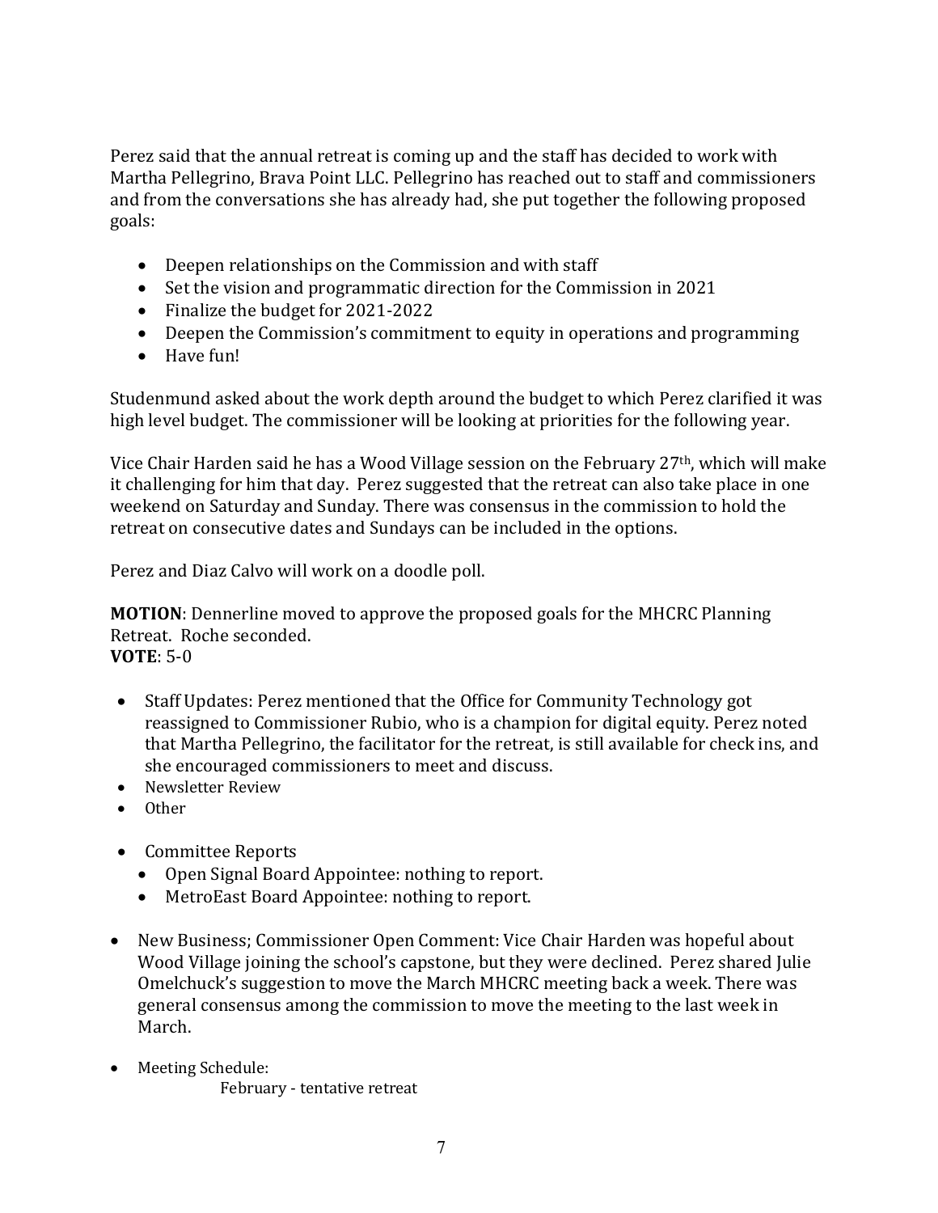Perez said that the annual retreat is coming up and the staff has decided to work with Martha Pellegrino, Brava Point LLC. Pellegrino has reached out to staff and commissioners and from the conversations she has already had, she put together the following proposed goals:

- Deepen relationships on the Commission and with staff
- Set the vision and programmatic direction for the Commission in 2021
- Finalize the budget for 2021-2022
- Deepen the Commission's commitment to equity in operations and programming
- Have fun!

Studenmund asked about the work depth around the budget to which Perez clarified it was high level budget. The commissioner will be looking at priorities for the following year.

Vice Chair Harden said he has a Wood Village session on the February 27th, which will make it challenging for him that day. Perez suggested that the retreat can also take place in one weekend on Saturday and Sunday. There was consensus in the commission to hold the retreat on consecutive dates and Sundays can be included in the options.

Perez and Diaz Calvo will work on a doodle poll.

**MOTION**: Dennerline moved to approve the proposed goals for the MHCRC Planning Retreat. Roche seconded.
**VOTE**: 5-0

- Staff Updates: Perez mentioned that the Office for Community Technology got reassigned to Commissioner Rubio, who is a champion for digital equity. Perez noted that Martha Pellegrino, the facilitator for the retreat, is still available for check ins, and she encouraged commissioners to meet and discuss.
- Newsletter Review
- Other

- Committee Reports
  - Open Signal Board Appointee: nothing to report.
  - MetroEast Board Appointee: nothing to report.

- New Business; Commissioner Open Comment: Vice Chair Harden was hopeful about Wood Village joining the school's capstone, but they were declined. Perez shared Julie Omelchuck's suggestion to move the March MHCRC meeting back a week. There was general consensus among the commission to move the meeting to the last week in March.

- Meeting Schedule:

  February - tentative retreat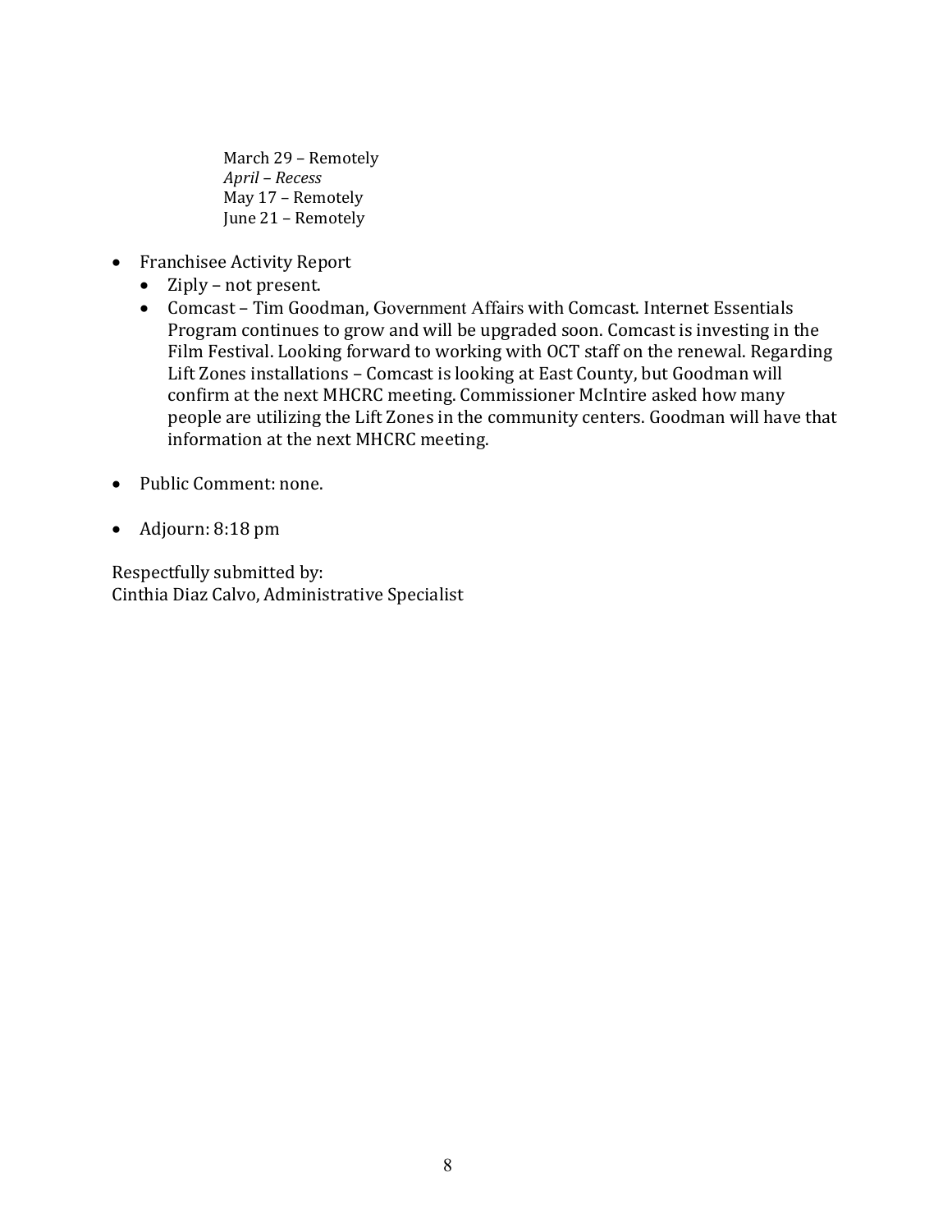March 29 – Remotely
*April – Recess*
May 17 – Remotely
June 21 – Remotely

- Franchisee Activity Report
  - Ziply – not present.
  - Comcast – Tim Goodman, Government Affairs with Comcast. Internet Essentials Program continues to grow and will be upgraded soon. Comcast is investing in the Film Festival. Looking forward to working with OCT staff on the renewal. Regarding Lift Zones installations – Comcast is looking at East County, but Goodman will confirm at the next MHCRC meeting. Commissioner McIntire asked how many people are utilizing the Lift Zones in the community centers. Goodman will have that information at the next MHCRC meeting.

- Public Comment: none.

- Adjourn: 8:18 pm

Respectfully submitted by:
Cinthia Diaz Calvo, Administrative Specialist